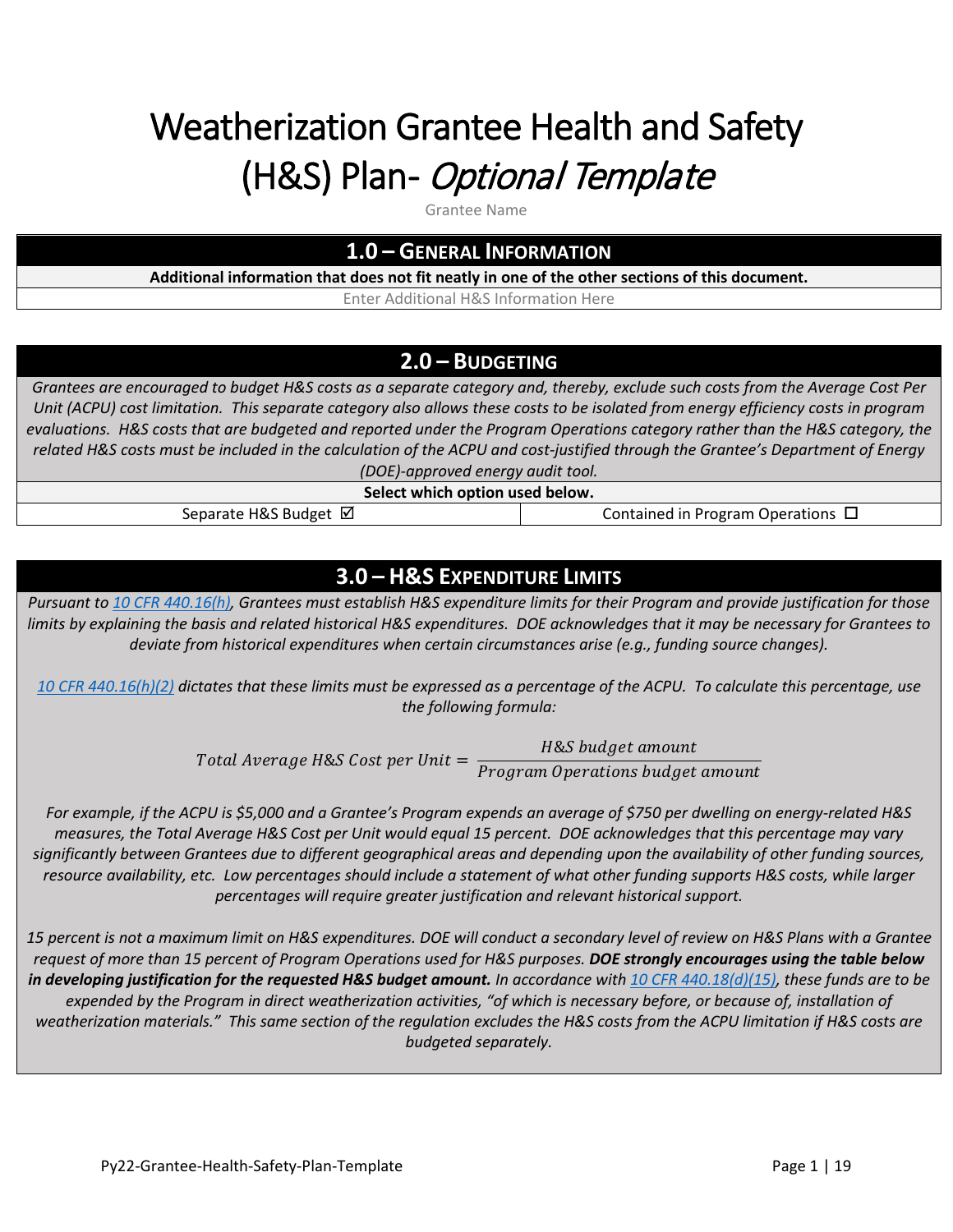# Weatherization Grantee Health and Safety (H&S) Plan- *Optional Template*

Grantee Name

## 1.0 – General Information

**Additional information that does not fit neatly in one of the other sections of this document.**

Enter Additional H&S Information Here

## 2.0 – Budgeting

*Grantees are encouraged to budget H&S costs as a separate category and, thereby, exclude such costs from the Average Cost Per Unit (ACPU) cost limitation. This separate category also allows these costs to be isolated from energy efficiency costs in program evaluations. H&S costs that are budgeted and reported under the Program Operations category rather than the H&S category, the related H&S costs must be included in the calculation of the ACPU and cost-justified through the Grantee's Department of Energy (DOE)-approved energy audit tool.*

**Select which option used below.**

| | |
|---|---|
| Separate H&S Budget ☑ | Contained in Program Operations ☐ |

## 3.0 – H&S Expenditure Limits

*Pursuant to [10 CFR 440.16(h)](), Grantees must establish H&S expenditure limits for their Program and provide justification for those limits by explaining the basis and related historical H&S expenditures. DOE acknowledges that it may be necessary for Grantees to deviate from historical expenditures when certain circumstances arise (e.g., funding source changes).*

*[10 CFR 440.16(h)(2)]() dictates that these limits must be expressed as a percentage of the ACPU. To calculate this percentage, use the following formula:*

$$Total\ Average\ H\&S\ Cost\ per\ Unit = \frac{H\&S\ budget\ amount}{Program\ Operations\ budget\ amount}$$

*For example, if the ACPU is $5,000 and a Grantee's Program expends an average of $750 per dwelling on energy-related H&S measures, the Total Average H&S Cost per Unit would equal 15 percent. DOE acknowledges that this percentage may vary significantly between Grantees due to different geographical areas and depending upon the availability of other funding sources, resource availability, etc. Low percentages should include a statement of what other funding supports H&S costs, while larger percentages will require greater justification and relevant historical support.*

*15 percent is not a maximum limit on H&S expenditures. DOE will conduct a secondary level of review on H&S Plans with a Grantee request of more than 15 percent of Program Operations used for H&S purposes.* ***DOE strongly encourages using the table below in developing justification for the requested H&S budget amount.*** *In accordance with [10 CFR 440.18(d)(15)](), these funds are to be expended by the Program in direct weatherization activities, "of which is necessary before, or because of, installation of weatherization materials." This same section of the regulation excludes the H&S costs from the ACPU limitation if H&S costs are budgeted separately.*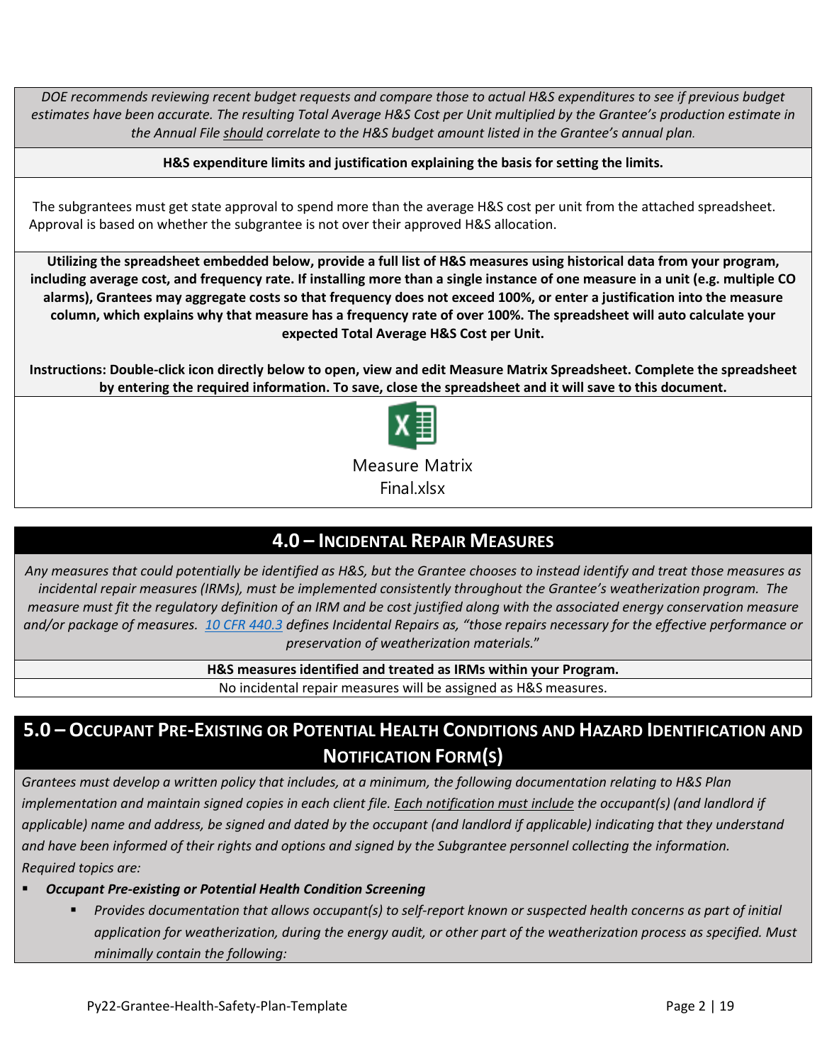*DOE recommends reviewing recent budget requests and compare those to actual H&S expenditures to see if previous budget estimates have been accurate. The resulting Total Average H&S Cost per Unit multiplied by the Grantee's production estimate in the Annual File should correlate to the H&S budget amount listed in the Grantee's annual plan.*

**H&S expenditure limits and justification explaining the basis for setting the limits.**

The subgrantees must get state approval to spend more than the average H&S cost per unit from the attached spreadsheet. Approval is based on whether the subgrantee is not over their approved H&S allocation.

**Utilizing the spreadsheet embedded below, provide a full list of H&S measures using historical data from your program, including average cost, and frequency rate. If installing more than a single instance of one measure in a unit (e.g. multiple CO alarms), Grantees may aggregate costs so that frequency does not exceed 100%, or enter a justification into the measure column, which explains why that measure has a frequency rate of over 100%. The spreadsheet will auto calculate your expected Total Average H&S Cost per Unit.**

**Instructions: Double-click icon directly below to open, view and edit Measure Matrix Spreadsheet. Complete the spreadsheet by entering the required information. To save, close the spreadsheet and it will save to this document.**

Measure Matrix Final.xlsx

## 4.0 – Incidental Repair Measures

*Any measures that could potentially be identified as H&S, but the Grantee chooses to instead identify and treat those measures as incidental repair measures (IRMs), must be implemented consistently throughout the Grantee's weatherization program. The measure must fit the regulatory definition of an IRM and be cost justified along with the associated energy conservation measure and/or package of measures. 10 CFR 440.3 defines Incidental Repairs as, "those repairs necessary for the effective performance or preservation of weatherization materials."*

**H&S measures identified and treated as IRMs within your Program.**

No incidental repair measures will be assigned as H&S measures.

## 5.0 – Occupant Pre-Existing or Potential Health Conditions and Hazard Identification and Notification Form(s)

*Grantees must develop a written policy that includes, at a minimum, the following documentation relating to H&S Plan implementation and maintain signed copies in each client file. Each notification must include the occupant(s) (and landlord if applicable) name and address, be signed and dated by the occupant (and landlord if applicable) indicating that they understand and have been informed of their rights and options and signed by the Subgrantee personnel collecting the information. Required topics are:*

- ***Occupant Pre-existing or Potential Health Condition Screening***
  - *Provides documentation that allows occupant(s) to self-report known or suspected health concerns as part of initial application for weatherization, during the energy audit, or other part of the weatherization process as specified. Must minimally contain the following:*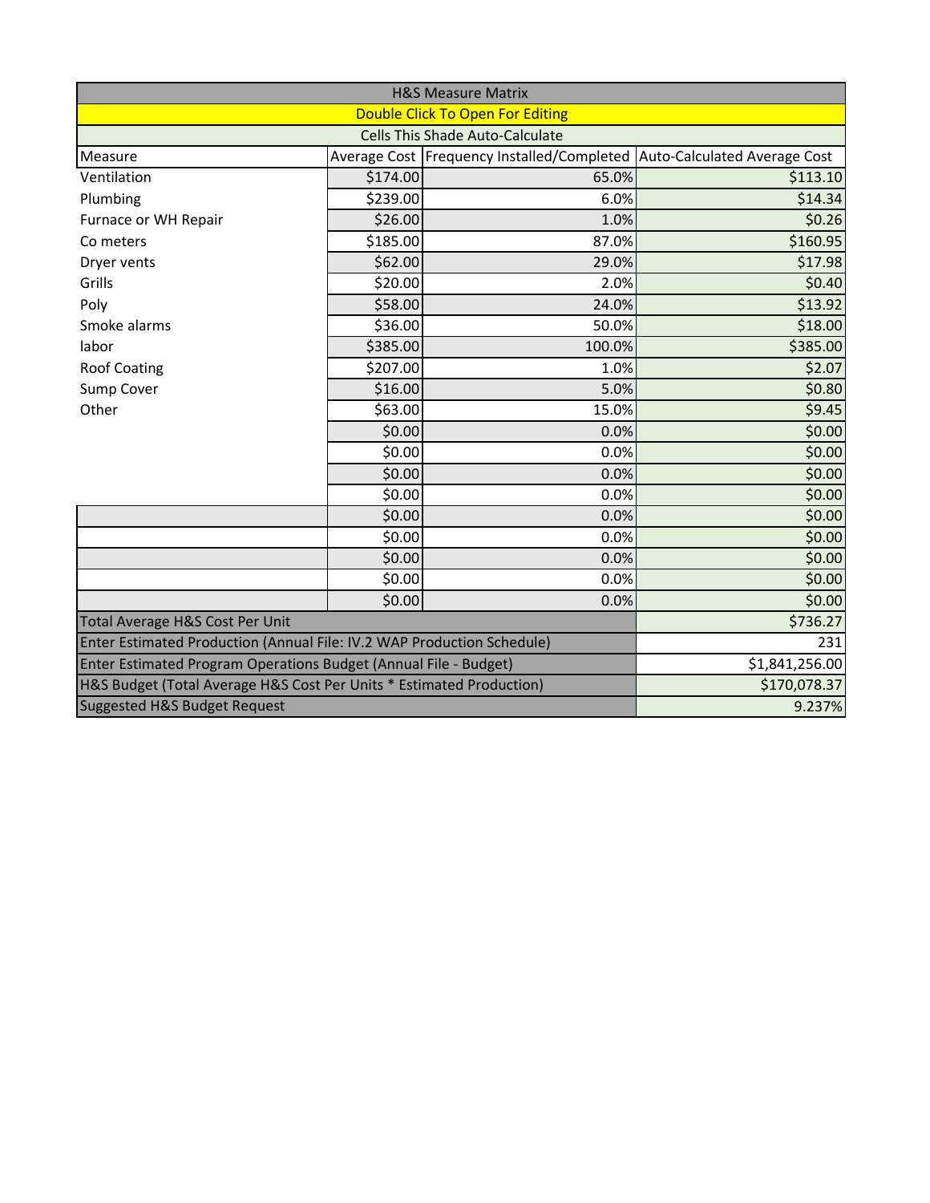| H&S Measure Matrix | | | |
|---|---|---|---|
| Double Click To Open For Editing | | | |
| Cells This Shade Auto-Calculate | | | |
| Measure | Average Cost | Frequency Installed/Completed | Auto-Calculated Average Cost |
| Ventilation | $174.00 | 65.0% | $113.10 |
| Plumbing | $239.00 | 6.0% | $14.34 |
| Furnace or WH Repair | $26.00 | 1.0% | $0.26 |
| Co meters | $185.00 | 87.0% | $160.95 |
| Dryer vents | $62.00 | 29.0% | $17.98 |
| Grills | $20.00 | 2.0% | $0.40 |
| Poly | $58.00 | 24.0% | $13.92 |
| Smoke alarms | $36.00 | 50.0% | $18.00 |
| labor | $385.00 | 100.0% | $385.00 |
| Roof Coating | $207.00 | 1.0% | $2.07 |
| Sump Cover | $16.00 | 5.0% | $0.80 |
| Other | $63.00 | 15.0% | $9.45 |
| | $0.00 | 0.0% | $0.00 |
| | $0.00 | 0.0% | $0.00 |
| | $0.00 | 0.0% | $0.00 |
| | $0.00 | 0.0% | $0.00 |
| | $0.00 | 0.0% | $0.00 |
| | $0.00 | 0.0% | $0.00 |
| | $0.00 | 0.0% | $0.00 |
| | $0.00 | 0.0% | $0.00 |
| | $0.00 | 0.0% | $0.00 |
| Total Average H&S Cost Per Unit | | | $736.27 |
| Enter Estimated Production (Annual File: IV.2 WAP Production Schedule) | | | 231 |
| Enter Estimated Program Operations Budget (Annual File - Budget) | | | $1,841,256.00 |
| H&S Budget (Total Average H&S Cost Per Units * Estimated Production) | | | $170,078.37 |
| Suggested H&S Budget Request | | | 9.237% |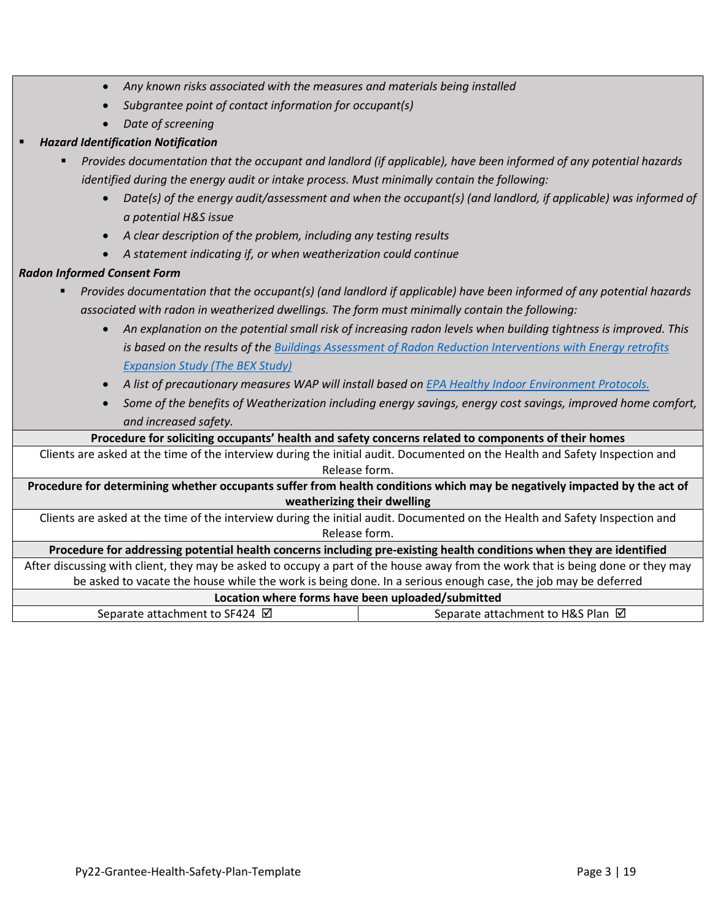- *Any known risks associated with the measures and materials being installed*
- *Subgrantee point of contact information for occupant(s)*
- *Date of screening*

- ***Hazard Identification Notification***
  - *Provides documentation that the occupant and landlord (if applicable), have been informed of any potential hazards identified during the energy audit or intake process. Must minimally contain the following:*
    - *Date(s) of the energy audit/assessment and when the occupant(s) (and landlord, if applicable) was informed of a potential H&S issue*
    - *A clear description of the problem, including any testing results*
    - *A statement indicating if, or when weatherization could continue*

***Radon Informed Consent Form***

- *Provides documentation that the occupant(s) (and landlord if applicable) have been informed of any potential hazards associated with radon in weatherized dwellings. The form must minimally contain the following:*
  - *An explanation on the potential small risk of increasing radon levels when building tightness is improved. This is based on the results of the [Buildings Assessment of Radon Reduction Interventions with Energy retrofits Expansion Study (The BEX Study)]*
  - *A list of precautionary measures WAP will install based on [EPA Healthy Indoor Environment Protocols.]*
  - *Some of the benefits of Weatherization including energy savings, energy cost savings, improved home comfort, and increased safety.*

| | |
|---|---|
| **Procedure for soliciting occupants' health and safety concerns related to components of their homes** | |
| Clients are asked at the time of the interview during the initial audit. Documented on the Health and Safety Inspection and Release form. | |
| **Procedure for determining whether occupants suffer from health conditions which may be negatively impacted by the act of weatherizing their dwelling** | |
| Clients are asked at the time of the interview during the initial audit. Documented on the Health and Safety Inspection and Release form. | |
| **Procedure for addressing potential health concerns including pre-existing health conditions when they are identified** | |
| After discussing with client, they may be asked to occupy a part of the house away from the work that is being done or they may be asked to vacate the house while the work is being done. In a serious enough case, the job may be deferred | |
| **Location where forms have been uploaded/submitted** | |
| Separate attachment to SF424 ☑ | Separate attachment to H&S Plan ☑ |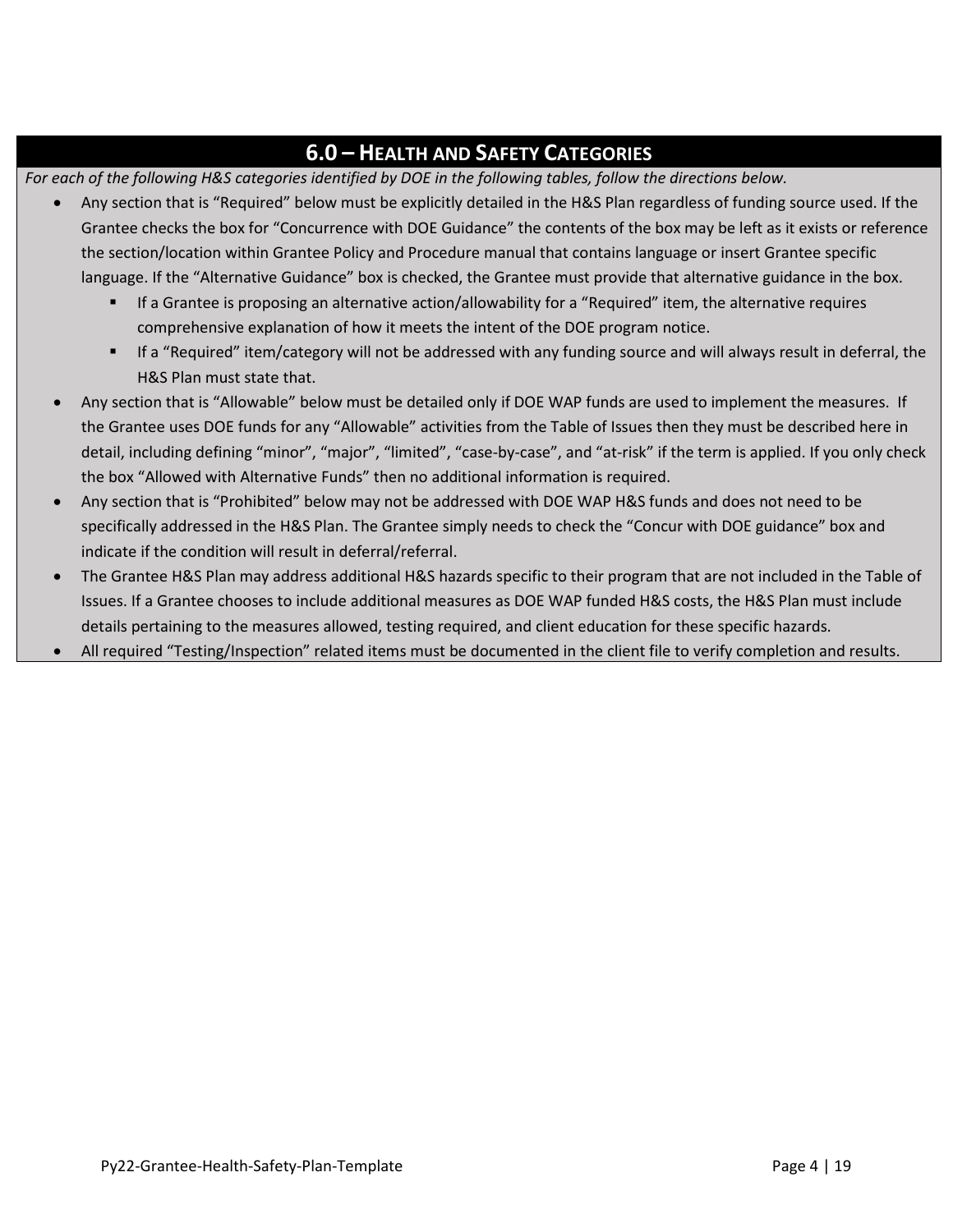## 6.0 – Health and Safety Categories

*For each of the following H&S categories identified by DOE in the following tables, follow the directions below.*

- Any section that is "Required" below must be explicitly detailed in the H&S Plan regardless of funding source used. If the Grantee checks the box for "Concurrence with DOE Guidance" the contents of the box may be left as it exists or reference the section/location within Grantee Policy and Procedure manual that contains language or insert Grantee specific language. If the "Alternative Guidance" box is checked, the Grantee must provide that alternative guidance in the box.
  - If a Grantee is proposing an alternative action/allowability for a "Required" item, the alternative requires comprehensive explanation of how it meets the intent of the DOE program notice.
  - If a "Required" item/category will not be addressed with any funding source and will always result in deferral, the H&S Plan must state that.
- Any section that is "Allowable" below must be detailed only if DOE WAP funds are used to implement the measures. If the Grantee uses DOE funds for any "Allowable" activities from the Table of Issues then they must be described here in detail, including defining "minor", "major", "limited", "case-by-case", and "at-risk" if the term is applied. If you only check the box "Allowed with Alternative Funds" then no additional information is required.
- Any section that is "Prohibited" below may not be addressed with DOE WAP H&S funds and does not need to be specifically addressed in the H&S Plan. The Grantee simply needs to check the "Concur with DOE guidance" box and indicate if the condition will result in deferral/referral.
- The Grantee H&S Plan may address additional H&S hazards specific to their program that are not included in the Table of Issues. If a Grantee chooses to include additional measures as DOE WAP funded H&S costs, the H&S Plan must include details pertaining to the measures allowed, testing required, and client education for these specific hazards.
- All required "Testing/Inspection" related items must be documented in the client file to verify completion and results.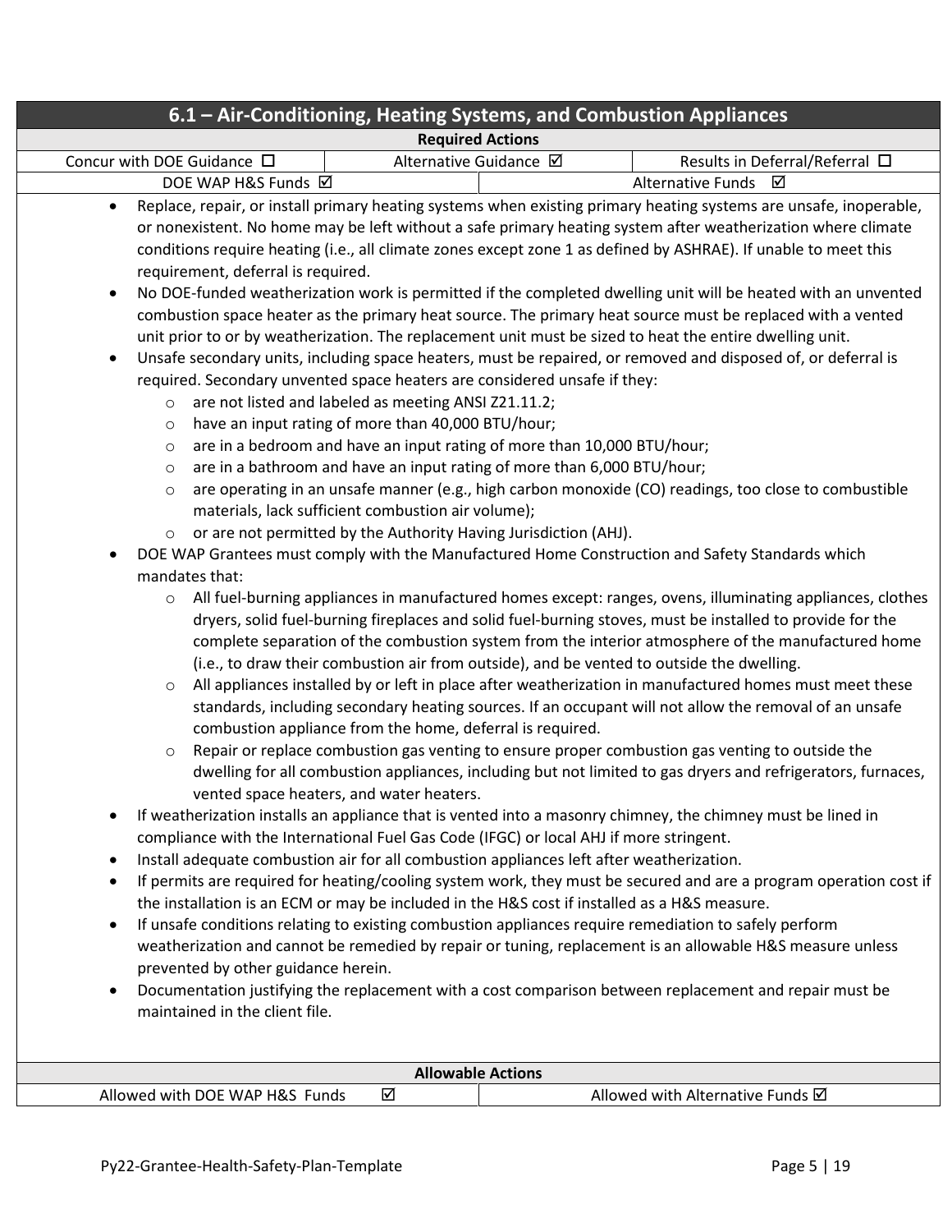## 6.1 – Air-Conditioning, Heating Systems, and Combustion Appliances

| Required Actions | | |
|---|---|---|
| Concur with DOE Guidance ☐ | Alternative Guidance ☑ | Results in Deferral/Referral ☐ |
| DOE WAP H&S Funds ☑ | | Alternative Funds ☑ |

- Replace, repair, or install primary heating systems when existing primary heating systems are unsafe, inoperable, or nonexistent. No home may be left without a safe primary heating system after weatherization where climate conditions require heating (i.e., all climate zones except zone 1 as defined by ASHRAE). If unable to meet this requirement, deferral is required.
- No DOE-funded weatherization work is permitted if the completed dwelling unit will be heated with an unvented combustion space heater as the primary heat source. The primary heat source must be replaced with a vented unit prior to or by weatherization. The replacement unit must be sized to heat the entire dwelling unit.
- Unsafe secondary units, including space heaters, must be repaired, or removed and disposed of, or deferral is required. Secondary unvented space heaters are considered unsafe if they:
  - are not listed and labeled as meeting ANSI Z21.11.2;
  - have an input rating of more than 40,000 BTU/hour;
  - are in a bedroom and have an input rating of more than 10,000 BTU/hour;
  - are in a bathroom and have an input rating of more than 6,000 BTU/hour;
  - are operating in an unsafe manner (e.g., high carbon monoxide (CO) readings, too close to combustible materials, lack sufficient combustion air volume);
  - or are not permitted by the Authority Having Jurisdiction (AHJ).
- DOE WAP Grantees must comply with the Manufactured Home Construction and Safety Standards which mandates that:
  - All fuel-burning appliances in manufactured homes except: ranges, ovens, illuminating appliances, clothes dryers, solid fuel-burning fireplaces and solid fuel-burning stoves, must be installed to provide for the complete separation of the combustion system from the interior atmosphere of the manufactured home (i.e., to draw their combustion air from outside), and be vented to outside the dwelling.
  - All appliances installed by or left in place after weatherization in manufactured homes must meet these standards, including secondary heating sources. If an occupant will not allow the removal of an unsafe combustion appliance from the home, deferral is required.
  - Repair or replace combustion gas venting to ensure proper combustion gas venting to outside the dwelling for all combustion appliances, including but not limited to gas dryers and refrigerators, furnaces, vented space heaters, and water heaters.
- If weatherization installs an appliance that is vented into a masonry chimney, the chimney must be lined in compliance with the International Fuel Gas Code (IFGC) or local AHJ if more stringent.
- Install adequate combustion air for all combustion appliances left after weatherization.
- If permits are required for heating/cooling system work, they must be secured and are a program operation cost if the installation is an ECM or may be included in the H&S cost if installed as a H&S measure.
- If unsafe conditions relating to existing combustion appliances require remediation to safely perform weatherization and cannot be remedied by repair or tuning, replacement is an allowable H&S measure unless prevented by other guidance herein.
- Documentation justifying the replacement with a cost comparison between replacement and repair must be maintained in the client file.

| Allowable Actions | |
|---|---|
| Allowed with DOE WAP H&S Funds ☑ | Allowed with Alternative Funds ☑ |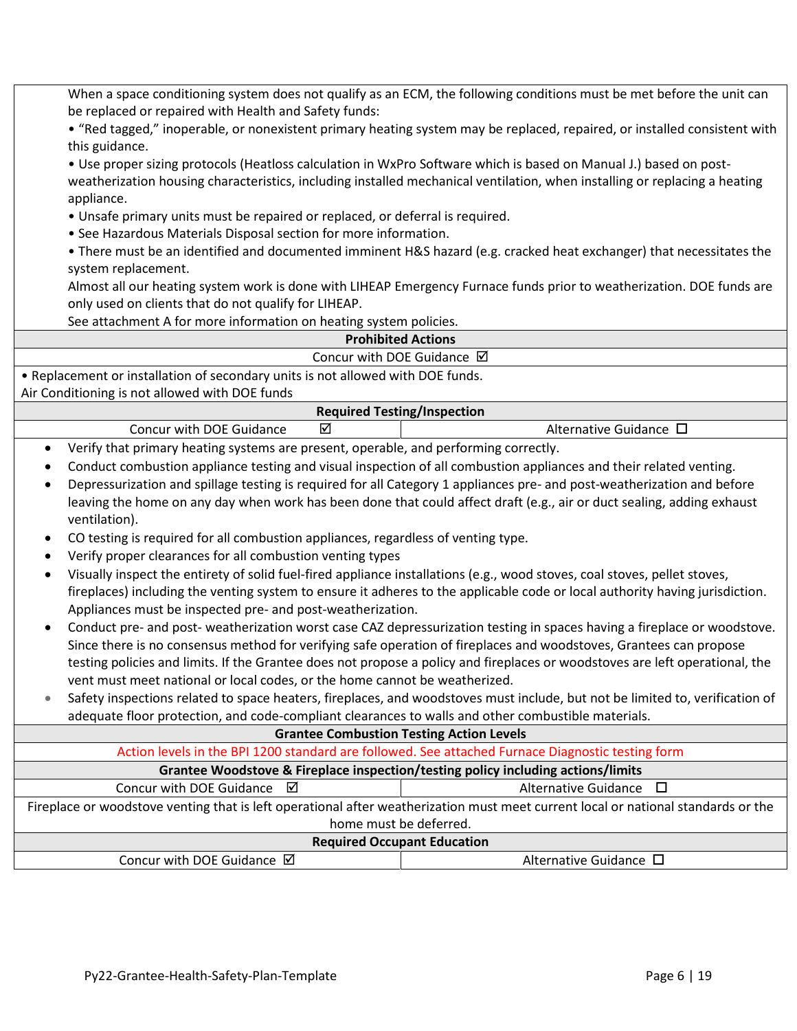When a space conditioning system does not qualify as an ECM, the following conditions must be met before the unit can be replaced or repaired with Health and Safety funds:

- "Red tagged," inoperable, or nonexistent primary heating system may be replaced, repaired, or installed consistent with this guidance.
- Use proper sizing protocols (Heatloss calculation in WxPro Software which is based on Manual J.) based on post-weatherization housing characteristics, including installed mechanical ventilation, when installing or replacing a heating appliance.
- Unsafe primary units must be repaired or replaced, or deferral is required.
- See Hazardous Materials Disposal section for more information.
- There must be an identified and documented imminent H&S hazard (e.g. cracked heat exchanger) that necessitates the system replacement.

Almost all our heating system work is done with LIHEAP Emergency Furnace funds prior to weatherization. DOE funds are only used on clients that do not qualify for LIHEAP.

See attachment A for more information on heating system policies.

**Prohibited Actions**

Concur with DOE Guidance ☑

- Replacement or installation of secondary units is not allowed with DOE funds.

Air Conditioning is not allowed with DOE funds

**Required Testing/Inspection**

| Concur with DOE Guidance ☑ | Alternative Guidance ☐ |
|---|---|

- Verify that primary heating systems are present, operable, and performing correctly.
- Conduct combustion appliance testing and visual inspection of all combustion appliances and their related venting.
- Depressurization and spillage testing is required for all Category 1 appliances pre- and post-weatherization and before leaving the home on any day when work has been done that could affect draft (e.g., air or duct sealing, adding exhaust ventilation).
- CO testing is required for all combustion appliances, regardless of venting type.
- Verify proper clearances for all combustion venting types
- Visually inspect the entirety of solid fuel-fired appliance installations (e.g., wood stoves, coal stoves, pellet stoves, fireplaces) including the venting system to ensure it adheres to the applicable code or local authority having jurisdiction. Appliances must be inspected pre- and post-weatherization.
- Conduct pre- and post- weatherization worst case CAZ depressurization testing in spaces having a fireplace or woodstove. Since there is no consensus method for verifying safe operation of fireplaces and woodstoves, Grantees can propose testing policies and limits. If the Grantee does not propose a policy and fireplaces or woodstoves are left operational, the vent must meet national or local codes, or the home cannot be weatherized.
- Safety inspections related to space heaters, fireplaces, and woodstoves must include, but not be limited to, verification of adequate floor protection, and code-compliant clearances to walls and other combustible materials.

**Grantee Combustion Testing Action Levels**

Action levels in the BPI 1200 standard are followed. See attached Furnace Diagnostic testing form

**Grantee Woodstove & Fireplace inspection/testing policy including actions/limits**

| Concur with DOE Guidance ☑ | Alternative Guidance ☐ |
|---|---|

Fireplace or woodstove venting that is left operational after weatherization must meet current local or national standards or the home must be deferred.

**Required Occupant Education**

| Concur with DOE Guidance ☑ | Alternative Guidance ☐ |
|---|---|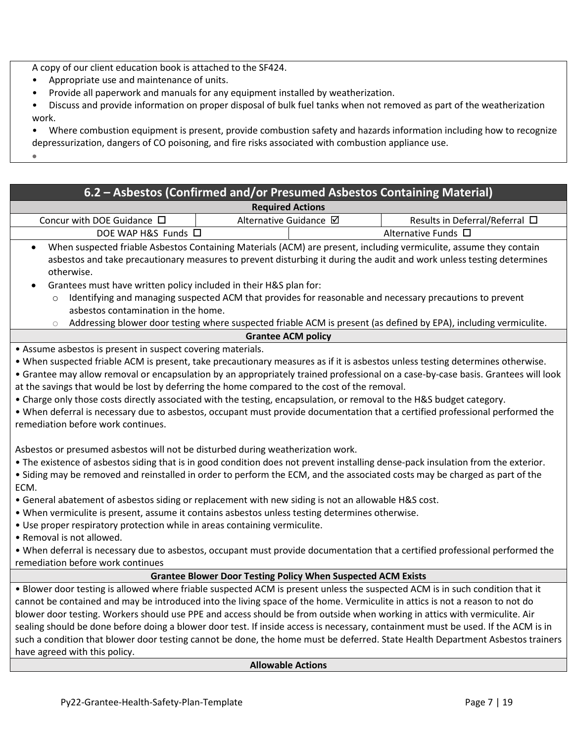A copy of our client education book is attached to the SF424.

- Appropriate use and maintenance of units.
- Provide all paperwork and manuals for any equipment installed by weatherization.
- Discuss and provide information on proper disposal of bulk fuel tanks when not removed as part of the weatherization work.
- Where combustion equipment is present, provide combustion safety and hazards information including how to recognize depressurization, dangers of CO poisoning, and fire risks associated with combustion appliance use.
-

## 6.2 – Asbestos (Confirmed and/or Presumed Asbestos Containing Material)

**Required Actions**

| | | |
|---|---|---|
| Concur with DOE Guidance ☐ | Alternative Guidance ☑ | Results in Deferral/Referral ☐ |
| DOE WAP H&S Funds ☐ | Alternative Funds ☐ | |

- When suspected friable Asbestos Containing Materials (ACM) are present, including vermiculite, assume they contain asbestos and take precautionary measures to prevent disturbing it during the audit and work unless testing determines otherwise.
- Grantees must have written policy included in their H&S plan for:
  - Identifying and managing suspected ACM that provides for reasonable and necessary precautions to prevent asbestos contamination in the home.
  - Addressing blower door testing where suspected friable ACM is present (as defined by EPA), including vermiculite.

**Grantee ACM policy**

- Assume asbestos is present in suspect covering materials.
- When suspected friable ACM is present, take precautionary measures as if it is asbestos unless testing determines otherwise.
- Grantee may allow removal or encapsulation by an appropriately trained professional on a case-by-case basis. Grantees will look at the savings that would be lost by deferring the home compared to the cost of the removal.
- Charge only those costs directly associated with the testing, encapsulation, or removal to the H&S budget category.
- When deferral is necessary due to asbestos, occupant must provide documentation that a certified professional performed the remediation before work continues.

Asbestos or presumed asbestos will not be disturbed during weatherization work.

- The existence of asbestos siding that is in good condition does not prevent installing dense-pack insulation from the exterior.
- Siding may be removed and reinstalled in order to perform the ECM, and the associated costs may be charged as part of the ECM.
- General abatement of asbestos siding or replacement with new siding is not an allowable H&S cost.
- When vermiculite is present, assume it contains asbestos unless testing determines otherwise.
- Use proper respiratory protection while in areas containing vermiculite.
- Removal is not allowed.
- When deferral is necessary due to asbestos, occupant must provide documentation that a certified professional performed the remediation before work continues

**Grantee Blower Door Testing Policy When Suspected ACM Exists**

- Blower door testing is allowed where friable suspected ACM is present unless the suspected ACM is in such condition that it cannot be contained and may be introduced into the living space of the home. Vermiculite in attics is not a reason to not do blower door testing. Workers should use PPE and access should be from outside when working in attics with vermiculite. Air sealing should be done before doing a blower door test. If inside access is necessary, containment must be used. If the ACM is in such a condition that blower door testing cannot be done, the home must be deferred. State Health Department Asbestos trainers have agreed with this policy.

**Allowable Actions**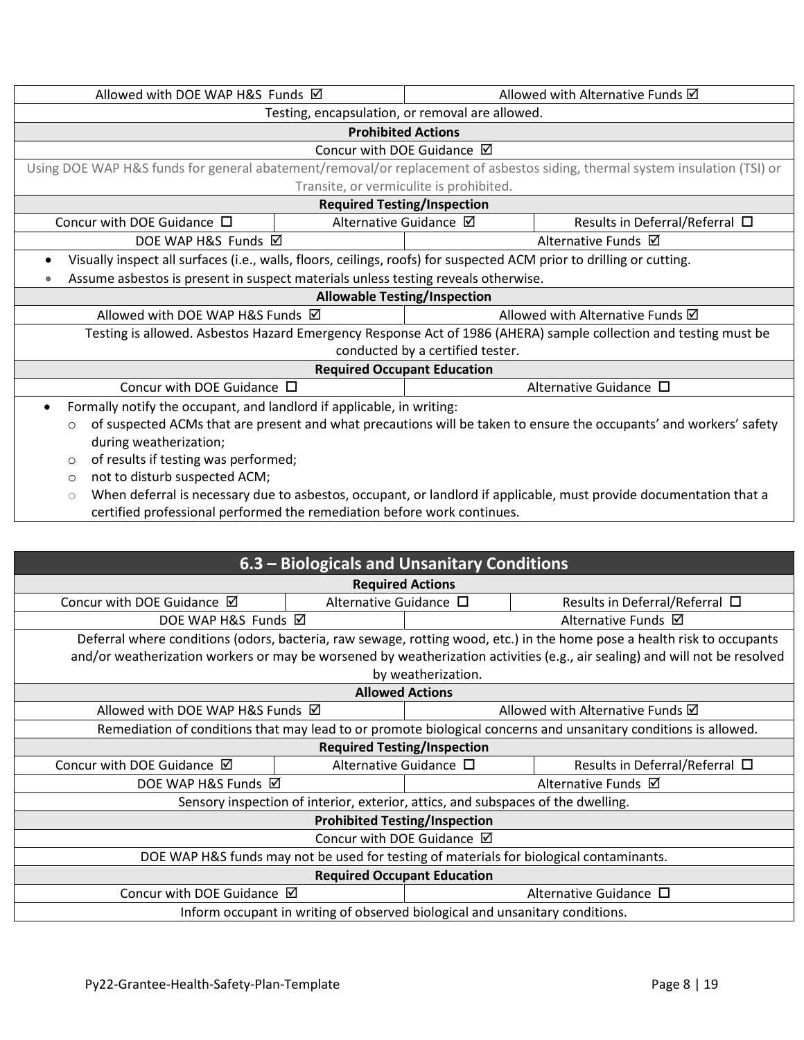| Allowed with DOE WAP H&S Funds ☑ | Allowed with Alternative Funds ☑ |
|---|---|

Testing, encapsulation, or removal are allowed.

**Prohibited Actions**

Concur with DOE Guidance ☑

Using DOE WAP H&S funds for general abatement/removal/or replacement of asbestos siding, thermal system insulation (TSI) or Transite, or vermiculite is prohibited.

**Required Testing/Inspection**

| Concur with DOE Guidance ☐ | Alternative Guidance ☑ | Results in Deferral/Referral ☐ |
|---|---|---|

| DOE WAP H&S Funds ☑ | Alternative Funds ☑ |
|---|---|

- Visually inspect all surfaces (i.e., walls, floors, ceilings, roofs) for suspected ACM prior to drilling or cutting.
- Assume asbestos is present in suspect materials unless testing reveals otherwise.

**Allowable Testing/Inspection**

| Allowed with DOE WAP H&S Funds ☑ | Allowed with Alternative Funds ☑ |
|---|---|

Testing is allowed. Asbestos Hazard Emergency Response Act of 1986 (AHERA) sample collection and testing must be conducted by a certified tester.

**Required Occupant Education**

| Concur with DOE Guidance ☐ | Alternative Guidance ☐ |
|---|---|

- Formally notify the occupant, and landlord if applicable, in writing:
  - of suspected ACMs that are present and what precautions will be taken to ensure the occupants' and workers' safety during weatherization;
  - of results if testing was performed;
  - not to disturb suspected ACM;
  - When deferral is necessary due to asbestos, occupant, or landlord if applicable, must provide documentation that a certified professional performed the remediation before work continues.

## 6.3 – Biologicals and Unsanitary Conditions

**Required Actions**

| Concur with DOE Guidance ☑ | Alternative Guidance ☐ | Results in Deferral/Referral ☐ |
|---|---|---|

| DOE WAP H&S Funds ☑ | Alternative Funds ☑ |
|---|---|

Deferral where conditions (odors, bacteria, raw sewage, rotting wood, etc.) in the home pose a health risk to occupants and/or weatherization workers or may be worsened by weatherization activities (e.g., air sealing) and will not be resolved by weatherization.

**Allowed Actions**

| Allowed with DOE WAP H&S Funds ☑ | Allowed with Alternative Funds ☑ |
|---|---|

Remediation of conditions that may lead to or promote biological concerns and unsanitary conditions is allowed.

**Required Testing/Inspection**

| Concur with DOE Guidance ☑ | Alternative Guidance ☐ | Results in Deferral/Referral ☐ |
|---|---|---|

| DOE WAP H&S Funds ☑ | Alternative Funds ☑ |
|---|---|

Sensory inspection of interior, exterior, attics, and subspaces of the dwelling.

**Prohibited Testing/Inspection**

Concur with DOE Guidance ☑

DOE WAP H&S funds may not be used for testing of materials for biological contaminants.

**Required Occupant Education**

| Concur with DOE Guidance ☑ | Alternative Guidance ☐ |
|---|---|

Inform occupant in writing of observed biological and unsanitary conditions.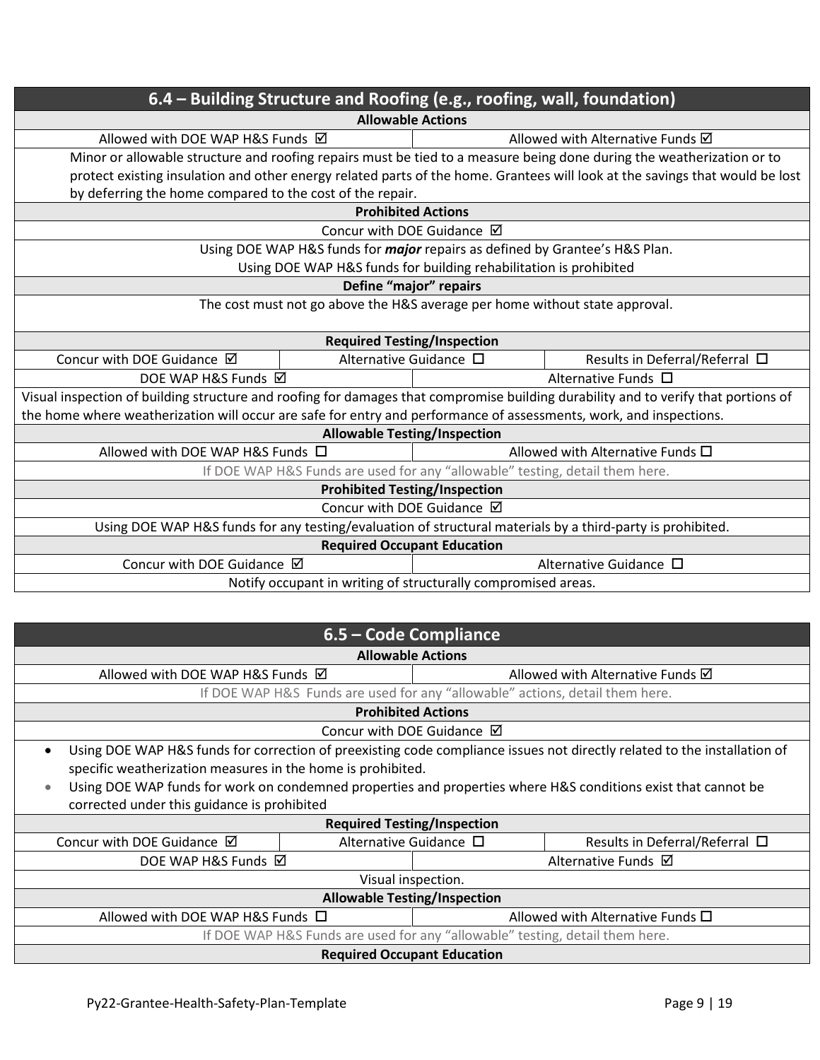| 6.4 – Building Structure and Roofing (e.g., roofing, wall, foundation) | | |
|---|---|---|
| **Allowable Actions** | | |
| Allowed with DOE WAP H&S Funds ☑ | Allowed with Alternative Funds ☑ | |
| Minor or allowable structure and roofing repairs must be tied to a measure being done during the weatherization or to protect existing insulation and other energy related parts of the home. Grantees will look at the savings that would be lost by deferring the home compared to the cost of the repair. | | |
| **Prohibited Actions** | | |
| Concur with DOE Guidance ☑ | | |
| Using DOE WAP H&S funds for ***major*** repairs as defined by Grantee's H&S Plan. Using DOE WAP H&S funds for building rehabilitation is prohibited | | |
| **Define "major" repairs** | | |
| The cost must not go above the H&S average per home without state approval. | | |
| **Required Testing/Inspection** | | |
| Concur with DOE Guidance ☑ | Alternative Guidance ☐ | Results in Deferral/Referral ☐ |
| DOE WAP H&S Funds ☑ | Alternative Funds ☐ | |
| Visual inspection of building structure and roofing for damages that compromise building durability and to verify that portions of the home where weatherization will occur are safe for entry and performance of assessments, work, and inspections. | | |
| **Allowable Testing/Inspection** | | |
| Allowed with DOE WAP H&S Funds ☐ | Allowed with Alternative Funds ☐ | |
| If DOE WAP H&S Funds are used for any "allowable" testing, detail them here. | | |
| **Prohibited Testing/Inspection** | | |
| Concur with DOE Guidance ☑ | | |
| Using DOE WAP H&S funds for any testing/evaluation of structural materials by a third-party is prohibited. | | |
| **Required Occupant Education** | | |
| Concur with DOE Guidance ☑ | Alternative Guidance ☐ | |
| Notify occupant in writing of structurally compromised areas. | | |

| 6.5 – Code Compliance | | |
|---|---|---|
| **Allowable Actions** | | |
| Allowed with DOE WAP H&S Funds ☑ | Allowed with Alternative Funds ☑ | |
| If DOE WAP H&S Funds are used for any "allowable" actions, detail them here. | | |
| **Prohibited Actions** | | |
| Concur with DOE Guidance ☑ | | |
| • Using DOE WAP H&S funds for correction of preexisting code compliance issues not directly related to the installation of specific weatherization measures in the home is prohibited. • Using DOE WAP funds for work on condemned properties and properties where H&S conditions exist that cannot be corrected under this guidance is prohibited | | |
| **Required Testing/Inspection** | | |
| Concur with DOE Guidance ☑ | Alternative Guidance ☐ | Results in Deferral/Referral ☐ |
| DOE WAP H&S Funds ☑ | Alternative Funds ☑ | |
| Visual inspection. | | |
| **Allowable Testing/Inspection** | | |
| Allowed with DOE WAP H&S Funds ☐ | Allowed with Alternative Funds ☐ | |
| If DOE WAP H&S Funds are used for any "allowable" testing, detail them here. | | |
| **Required Occupant Education** | | |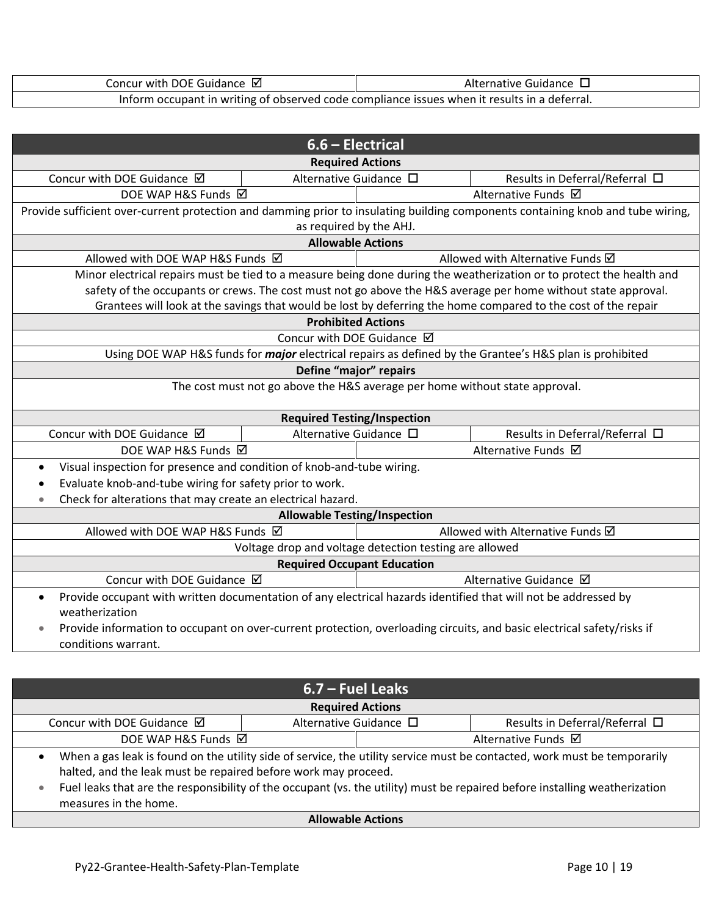| Concur with DOE Guidance ☑ | Alternative Guidance ☐ |
|---|---|
| Inform occupant in writing of observed code compliance issues when it results in a deferral. | |

## 6.6 – Electrical

| Required Actions | | |
|---|---|---|
| Concur with DOE Guidance ☑ | Alternative Guidance ☐ | Results in Deferral/Referral ☐ |
| DOE WAP H&S Funds ☑ | Alternative Funds ☑ | |
| Provide sufficient over-current protection and damming prior to insulating building components containing knob and tube wiring, as required by the AHJ. | | |
| **Allowable Actions** | | |
| Allowed with DOE WAP H&S Funds ☑ | Allowed with Alternative Funds ☑ | |
| Minor electrical repairs must be tied to a measure being done during the weatherization or to protect the health and safety of the occupants or crews. The cost must not go above the H&S average per home without state approval. Grantees will look at the savings that would be lost by deferring the home compared to the cost of the repair | | |
| **Prohibited Actions** | | |
| Concur with DOE Guidance ☑ | | |
| Using DOE WAP H&S funds for ***major*** electrical repairs as defined by the Grantee's H&S plan is prohibited | | |
| **Define "major" repairs** | | |
| The cost must not go above the H&S average per home without state approval. | | |
| **Required Testing/Inspection** | | |
| Concur with DOE Guidance ☑ | Alternative Guidance ☐ | Results in Deferral/Referral ☐ |
| DOE WAP H&S Funds ☑ | Alternative Funds ☑ | |
| • Visual inspection for presence and condition of knob-and-tube wiring.<br>• Evaluate knob-and-tube wiring for safety prior to work.<br>• Check for alterations that may create an electrical hazard. | | |
| **Allowable Testing/Inspection** | | |
| Allowed with DOE WAP H&S Funds ☑ | Allowed with Alternative Funds ☑ | |
| Voltage drop and voltage detection testing are allowed | | |
| **Required Occupant Education** | | |
| Concur with DOE Guidance ☑ | Alternative Guidance ☑ | |
| • Provide occupant with written documentation of any electrical hazards identified that will not be addressed by weatherization<br>• Provide information to occupant on over-current protection, overloading circuits, and basic electrical safety/risks if conditions warrant. | | |

## 6.7 – Fuel Leaks

| Required Actions | | |
|---|---|---|
| Concur with DOE Guidance ☑ | Alternative Guidance ☐ | Results in Deferral/Referral ☐ |
| DOE WAP H&S Funds ☑ | Alternative Funds ☑ | |
| • When a gas leak is found on the utility side of service, the utility service must be contacted, work must be temporarily halted, and the leak must be repaired before work may proceed.<br>• Fuel leaks that are the responsibility of the occupant (vs. the utility) must be repaired before installing weatherization measures in the home. | | |
| **Allowable Actions** | | |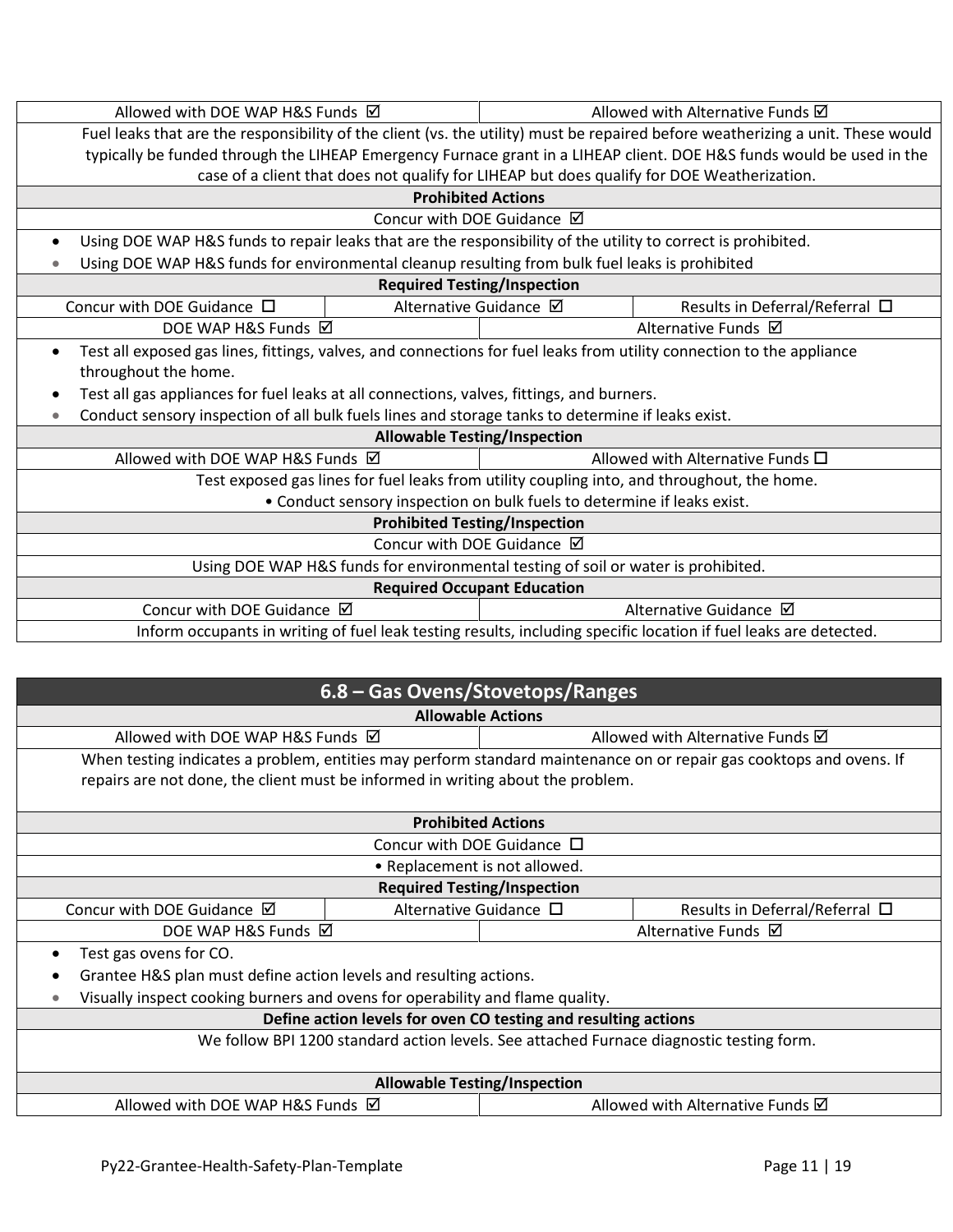| | |
|---|---|
| Allowed with DOE WAP H&S Funds ☑ | Allowed with Alternative Funds ☑ |

Fuel leaks that are the responsibility of the client (vs. the utility) must be repaired before weatherizing a unit. These would typically be funded through the LIHEAP Emergency Furnace grant in a LIHEAP client. DOE H&S funds would be used in the case of a client that does not qualify for LIHEAP but does qualify for DOE Weatherization.

**Prohibited Actions**

Concur with DOE Guidance ☑

- Using DOE WAP H&S funds to repair leaks that are the responsibility of the utility to correct is prohibited.
- Using DOE WAP H&S funds for environmental cleanup resulting from bulk fuel leaks is prohibited

**Required Testing/Inspection**

| | | |
|---|---|---|
| Concur with DOE Guidance ☐ | Alternative Guidance ☑ | Results in Deferral/Referral ☐ |

| | |
|---|---|
| DOE WAP H&S Funds ☑ | Alternative Funds ☑ |

- Test all exposed gas lines, fittings, valves, and connections for fuel leaks from utility connection to the appliance throughout the home.
- Test all gas appliances for fuel leaks at all connections, valves, fittings, and burners.
- Conduct sensory inspection of all bulk fuels lines and storage tanks to determine if leaks exist.

**Allowable Testing/Inspection**

| | |
|---|---|
| Allowed with DOE WAP H&S Funds ☑ | Allowed with Alternative Funds ☐ |

Test exposed gas lines for fuel leaks from utility coupling into, and throughout, the home.

• Conduct sensory inspection on bulk fuels to determine if leaks exist.

**Prohibited Testing/Inspection**

Concur with DOE Guidance ☑

Using DOE WAP H&S funds for environmental testing of soil or water is prohibited.

**Required Occupant Education**

| | |
|---|---|
| Concur with DOE Guidance ☑ | Alternative Guidance ☑ |

Inform occupants in writing of fuel leak testing results, including specific location if fuel leaks are detected.

## 6.8 – Gas Ovens/Stovetops/Ranges

**Allowable Actions**

| | |
|---|---|
| Allowed with DOE WAP H&S Funds ☑ | Allowed with Alternative Funds ☑ |

When testing indicates a problem, entities may perform standard maintenance on or repair gas cooktops and ovens. If repairs are not done, the client must be informed in writing about the problem.

**Prohibited Actions**

Concur with DOE Guidance ☐

• Replacement is not allowed.

**Required Testing/Inspection**

| | | |
|---|---|---|
| Concur with DOE Guidance ☑ | Alternative Guidance ☐ | Results in Deferral/Referral ☐ |

| | |
|---|---|
| DOE WAP H&S Funds ☑ | Alternative Funds ☑ |

- Test gas ovens for CO.
- Grantee H&S plan must define action levels and resulting actions.
- Visually inspect cooking burners and ovens for operability and flame quality.

**Define action levels for oven CO testing and resulting actions**

We follow BPI 1200 standard action levels. See attached Furnace diagnostic testing form.

**Allowable Testing/Inspection**

| | |
|---|---|
| Allowed with DOE WAP H&S Funds ☑ | Allowed with Alternative Funds ☑ |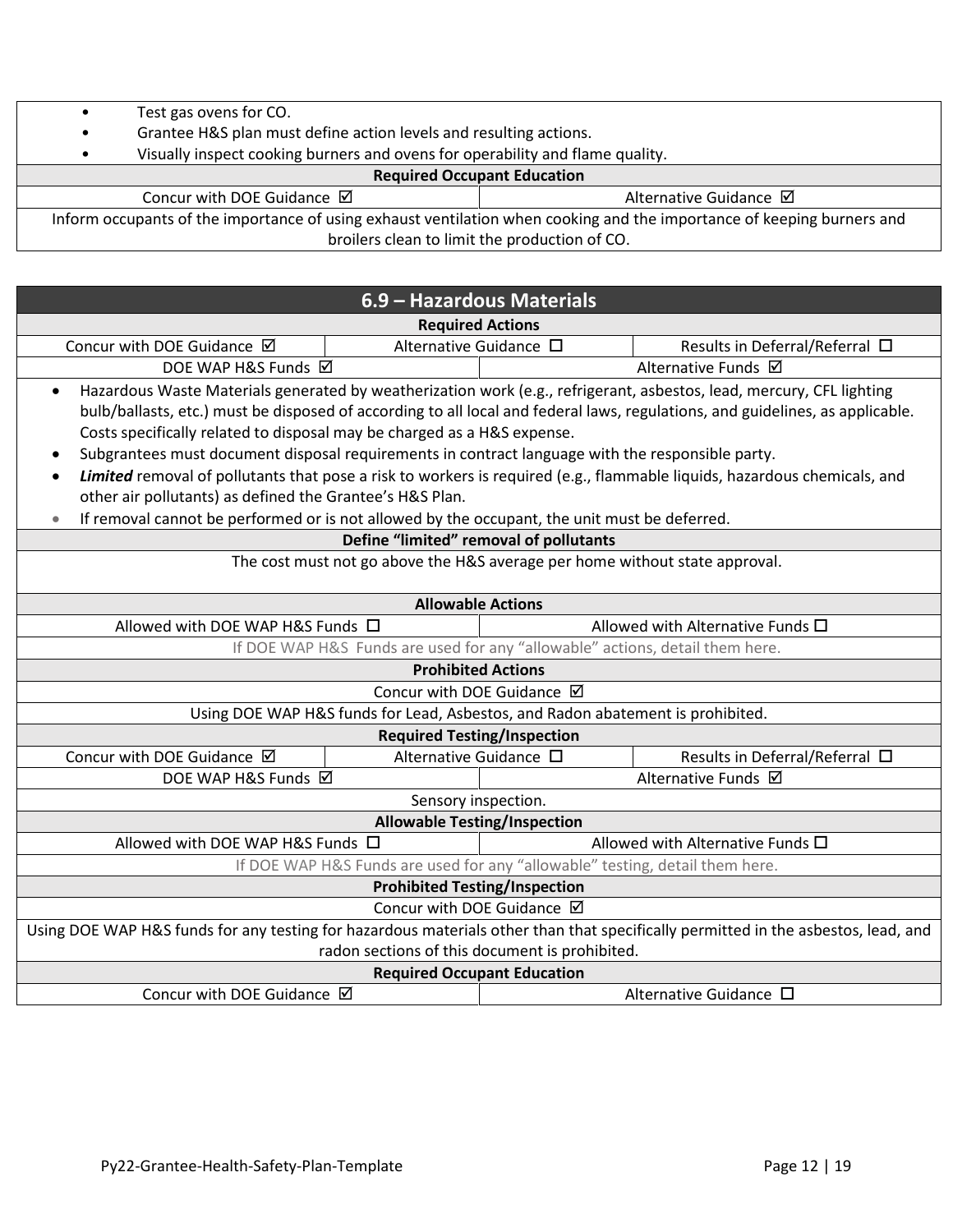- Test gas ovens for CO.
- Grantee H&S plan must define action levels and resulting actions.
- Visually inspect cooking burners and ovens for operability and flame quality.

| **Required Occupant Education** | |
|---|---|
| Concur with DOE Guidance ☑ | Alternative Guidance ☑ |
| Inform occupants of the importance of using exhaust ventilation when cooking and the importance of keeping burners and broilers clean to limit the production of CO. | |

## 6.9 – Hazardous Materials

| **Required Actions** | | |
|---|---|---|
| Concur with DOE Guidance ☑ | Alternative Guidance ☐ | Results in Deferral/Referral ☐ |
| DOE WAP H&S Funds ☑ | Alternative Funds ☑ | |

- Hazardous Waste Materials generated by weatherization work (e.g., refrigerant, asbestos, lead, mercury, CFL lighting bulb/ballasts, etc.) must be disposed of according to all local and federal laws, regulations, and guidelines, as applicable. Costs specifically related to disposal may be charged as a H&S expense.
- Subgrantees must document disposal requirements in contract language with the responsible party.
- ***Limited*** removal of pollutants that pose a risk to workers is required (e.g., flammable liquids, hazardous chemicals, and other air pollutants) as defined the Grantee's H&S Plan.
- If removal cannot be performed or is not allowed by the occupant, the unit must be deferred.

**Define "limited" removal of pollutants**

The cost must not go above the H&S average per home without state approval.

| **Allowable Actions** | |
|---|---|
| Allowed with DOE WAP H&S Funds ☐ | Allowed with Alternative Funds ☐ |
| If DOE WAP H&S Funds are used for any "allowable" actions, detail them here. | |

**Prohibited Actions**

Concur with DOE Guidance ☑

Using DOE WAP H&S funds for Lead, Asbestos, and Radon abatement is prohibited.

| **Required Testing/Inspection** | | |
|---|---|---|
| Concur with DOE Guidance ☑ | Alternative Guidance ☐ | Results in Deferral/Referral ☐ |
| DOE WAP H&S Funds ☑ | Alternative Funds ☑ | |
| Sensory inspection. | | |

| **Allowable Testing/Inspection** | |
|---|---|
| Allowed with DOE WAP H&S Funds ☐ | Allowed with Alternative Funds ☐ |
| If DOE WAP H&S Funds are used for any "allowable" testing, detail them here. | |

**Prohibited Testing/Inspection**

Concur with DOE Guidance ☑

Using DOE WAP H&S funds for any testing for hazardous materials other than that specifically permitted in the asbestos, lead, and radon sections of this document is prohibited.

| **Required Occupant Education** | |
|---|---|
| Concur with DOE Guidance ☑ | Alternative Guidance ☐ |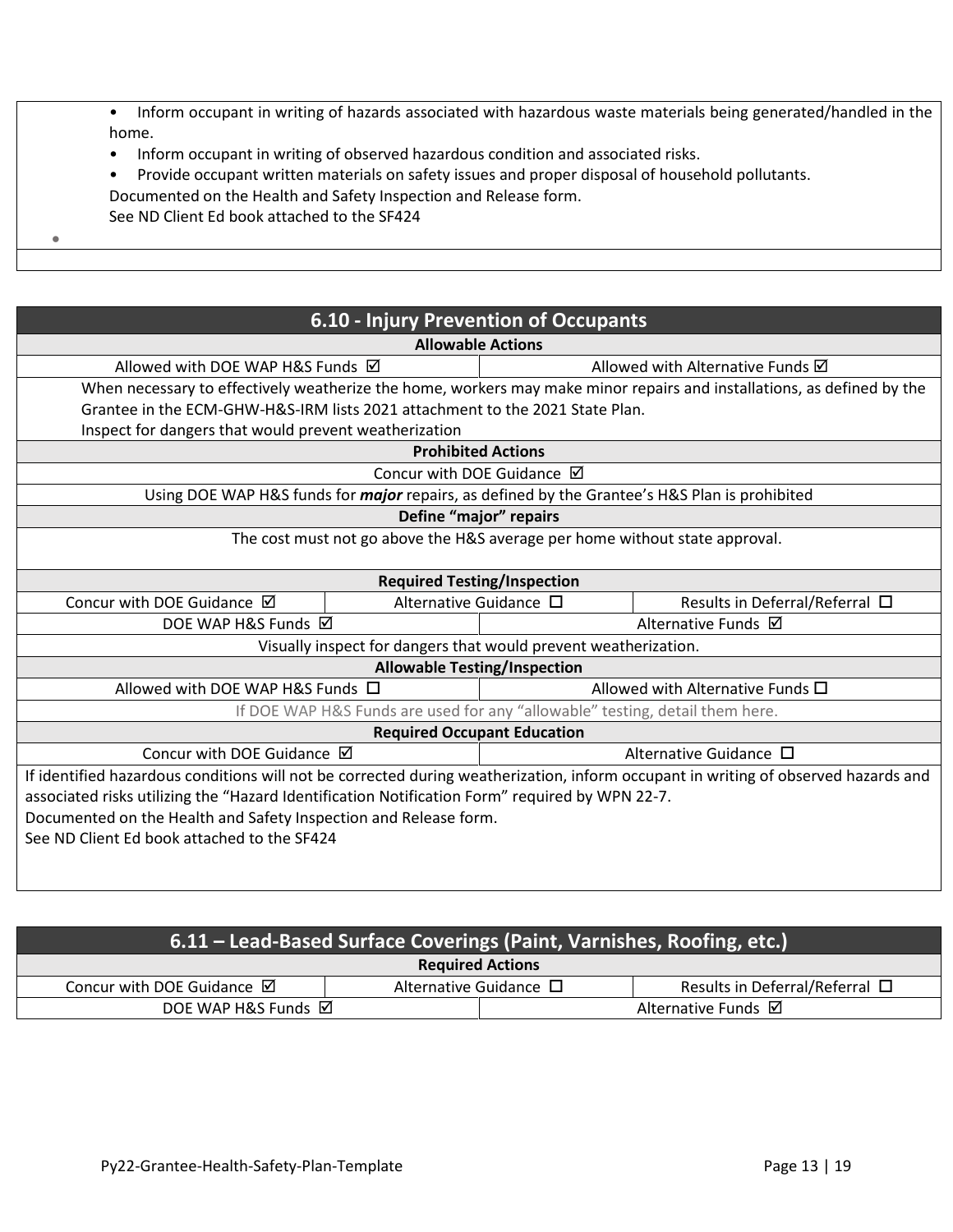- Inform occupant in writing of hazards associated with hazardous waste materials being generated/handled in the home.
- Inform occupant in writing of observed hazardous condition and associated risks.
- Provide occupant written materials on safety issues and proper disposal of household pollutants.

Documented on the Health and Safety Inspection and Release form.
See ND Client Ed book attached to the SF424

## 6.10 - Injury Prevention of Occupants

| | | |
|---|---|---|
| **Allowable Actions** | | |
| Allowed with DOE WAP H&S Funds ☑ | Allowed with Alternative Funds ☑ | |
| When necessary to effectively weatherize the home, workers may make minor repairs and installations, as defined by the Grantee in the ECM-GHW-H&S-IRM lists 2021 attachment to the 2021 State Plan. Inspect for dangers that would prevent weatherization | | |
| **Prohibited Actions** | | |
| Concur with DOE Guidance ☑ | | |
| Using DOE WAP H&S funds for ***major*** repairs, as defined by the Grantee's H&S Plan is prohibited | | |
| **Define "major" repairs** | | |
| The cost must not go above the H&S average per home without state approval. | | |
| **Required Testing/Inspection** | | |
| Concur with DOE Guidance ☑ | Alternative Guidance ☐ | Results in Deferral/Referral ☐ |
| DOE WAP H&S Funds ☑ | Alternative Funds ☑ | |
| Visually inspect for dangers that would prevent weatherization. | | |
| **Allowable Testing/Inspection** | | |
| Allowed with DOE WAP H&S Funds ☐ | Allowed with Alternative Funds ☐ | |
| If DOE WAP H&S Funds are used for any "allowable" testing, detail them here. | | |
| **Required Occupant Education** | | |
| Concur with DOE Guidance ☑ | Alternative Guidance ☐ | |
| If identified hazardous conditions will not be corrected during weatherization, inform occupant in writing of observed hazards and associated risks utilizing the "Hazard Identification Notification Form" required by WPN 22-7. Documented on the Health and Safety Inspection and Release form. See ND Client Ed book attached to the SF424 | | |

## 6.11 – Lead-Based Surface Coverings (Paint, Varnishes, Roofing, etc.)

| | | |
|---|---|---|
| **Required Actions** | | |
| Concur with DOE Guidance ☑ | Alternative Guidance ☐ | Results in Deferral/Referral ☐ |
| DOE WAP H&S Funds ☑ | Alternative Funds ☑ | |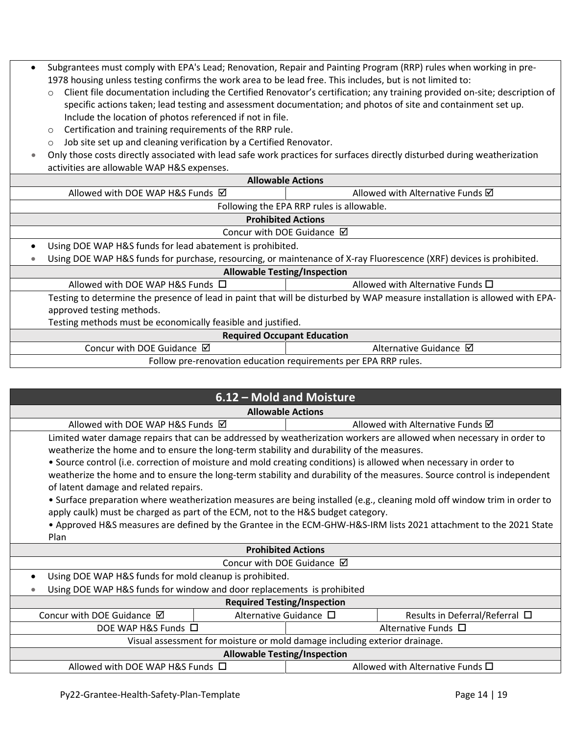- Subgrantees must comply with EPA's Lead; Renovation, Repair and Painting Program (RRP) rules when working in pre-1978 housing unless testing confirms the work area to be lead free. This includes, but is not limited to:
  - Client file documentation including the Certified Renovator's certification; any training provided on-site; description of specific actions taken; lead testing and assessment documentation; and photos of site and containment set up. Include the location of photos referenced if not in file.
  - Certification and training requirements of the RRP rule.
  - Job site set up and cleaning verification by a Certified Renovator.
- Only those costs directly associated with lead safe work practices for surfaces directly disturbed during weatherization activities are allowable WAP H&S expenses.

| **Allowable Actions** | |
|---|---|
| Allowed with DOE WAP H&S Funds ☑ | Allowed with Alternative Funds ☑ |
| Following the EPA RRP rules is allowable. | |
| **Prohibited Actions** | |
| Concur with DOE Guidance ☑ | |
| • Using DOE WAP H&S funds for lead abatement is prohibited.<br>• Using DOE WAP H&S funds for purchase, resourcing, or maintenance of X-ray Fluorescence (XRF) devices is prohibited. | |
| **Allowable Testing/Inspection** | |
| Allowed with DOE WAP H&S Funds ☐ | Allowed with Alternative Funds ☐ |
| Testing to determine the presence of lead in paint that will be disturbed by WAP measure installation is allowed with EPA-approved testing methods.<br>Testing methods must be economically feasible and justified. | |
| **Required Occupant Education** | |
| Concur with DOE Guidance ☑ | Alternative Guidance ☑ |
| Follow pre-renovation education requirements per EPA RRP rules. | |

## 6.12 – Mold and Moisture

| **Allowable Actions** | | |
|---|---|---|
| Allowed with DOE WAP H&S Funds ☑ | Allowed with Alternative Funds ☑ | |
| Limited water damage repairs that can be addressed by weatherization workers are allowed when necessary in order to weatherize the home and to ensure the long-term stability and durability of the measures.<br>• Source control (i.e. correction of moisture and mold creating conditions) is allowed when necessary in order to weatherize the home and to ensure the long-term stability and durability of the measures. Source control is independent of latent damage and related repairs.<br>• Surface preparation where weatherization measures are being installed (e.g., cleaning mold off window trim in order to apply caulk) must be charged as part of the ECM, not to the H&S budget category.<br>• Approved H&S measures are defined by the Grantee in the ECM-GHW-H&S-IRM lists 2021 attachment to the 2021 State Plan | | |
| **Prohibited Actions** | | |
| Concur with DOE Guidance ☑ | | |
| • Using DOE WAP H&S funds for mold cleanup is prohibited.<br>• Using DOE WAP H&S funds for window and door replacements is prohibited | | |
| **Required Testing/Inspection** | | |
| Concur with DOE Guidance ☑ | Alternative Guidance ☐ | Results in Deferral/Referral ☐ |
| DOE WAP H&S Funds ☐ | Alternative Funds ☐ | |
| Visual assessment for moisture or mold damage including exterior drainage. | | |
| **Allowable Testing/Inspection** | | |
| Allowed with DOE WAP H&S Funds ☐ | Allowed with Alternative Funds ☐ | |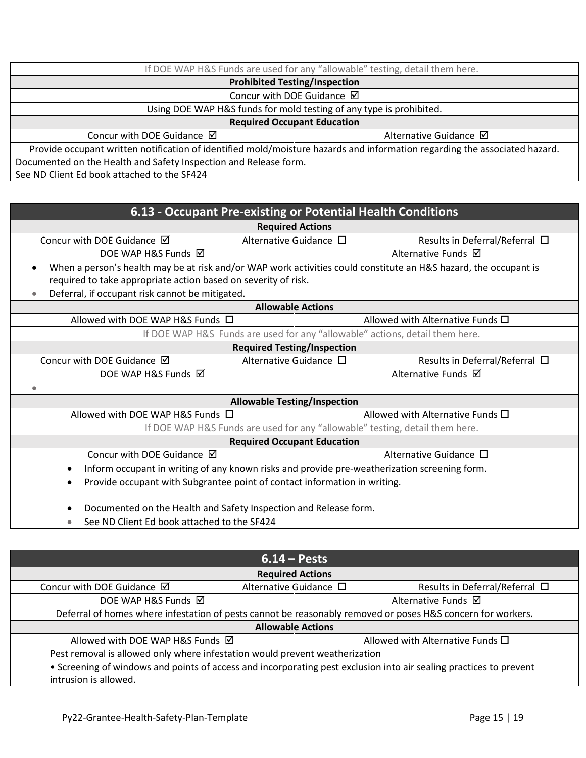| |
|---|
| If DOE WAP H&S Funds are used for any "allowable" testing, detail them here. |
| **Prohibited Testing/Inspection** |
| Concur with DOE Guidance ☑ |
| Using DOE WAP H&S funds for mold testing of any type is prohibited. |

| | |
|---|---|
| **Required Occupant Education** | |
| Concur with DOE Guidance ☑ | Alternative Guidance ☑ |
| Provide occupant written notification of identified mold/moisture hazards and information regarding the associated hazard. Documented on the Health and Safety Inspection and Release form. See ND Client Ed book attached to the SF424 | |

## 6.13 - Occupant Pre-existing or Potential Health Conditions

| | | |
|---|---|---|
| **Required Actions** | | |
| Concur with DOE Guidance ☑ | Alternative Guidance ☐ | Results in Deferral/Referral ☐ |
| DOE WAP H&S Funds ☑ | Alternative Funds ☑ | |
| • When a person's health may be at risk and/or WAP work activities could constitute an H&S hazard, the occupant is required to take appropriate action based on severity of risk.<br>• Deferral, if occupant risk cannot be mitigated. | | |
| **Allowable Actions** | | |
| Allowed with DOE WAP H&S Funds ☐ | Allowed with Alternative Funds ☐ | |
| If DOE WAP H&S Funds are used for any "allowable" actions, detail them here. | | |
| **Required Testing/Inspection** | | |
| Concur with DOE Guidance ☑ | Alternative Guidance ☐ | Results in Deferral/Referral ☐ |
| DOE WAP H&S Funds ☑ | Alternative Funds ☑ | |
| • | | |
| **Allowable Testing/Inspection** | | |
| Allowed with DOE WAP H&S Funds ☐ | Allowed with Alternative Funds ☐ | |
| If DOE WAP H&S Funds are used for any "allowable" testing, detail them here. | | |
| **Required Occupant Education** | | |
| Concur with DOE Guidance ☑ | Alternative Guidance ☐ | |
| • Inform occupant in writing of any known risks and provide pre-weatherization screening form.<br>• Provide occupant with Subgrantee point of contact information in writing.<br>• Documented on the Health and Safety Inspection and Release form.<br>• See ND Client Ed book attached to the SF424 | | |

## 6.14 – Pests

| | | |
|---|---|---|
| **Required Actions** | | |
| Concur with DOE Guidance ☑ | Alternative Guidance ☐ | Results in Deferral/Referral ☐ |
| DOE WAP H&S Funds ☑ | Alternative Funds ☑ | |
| Deferral of homes where infestation of pests cannot be reasonably removed or poses H&S concern for workers. | | |
| **Allowable Actions** | | |
| Allowed with DOE WAP H&S Funds ☑ | Allowed with Alternative Funds ☐ | |
| Pest removal is allowed only where infestation would prevent weatherization<br>• Screening of windows and points of access and incorporating pest exclusion into air sealing practices to prevent intrusion is allowed. | | |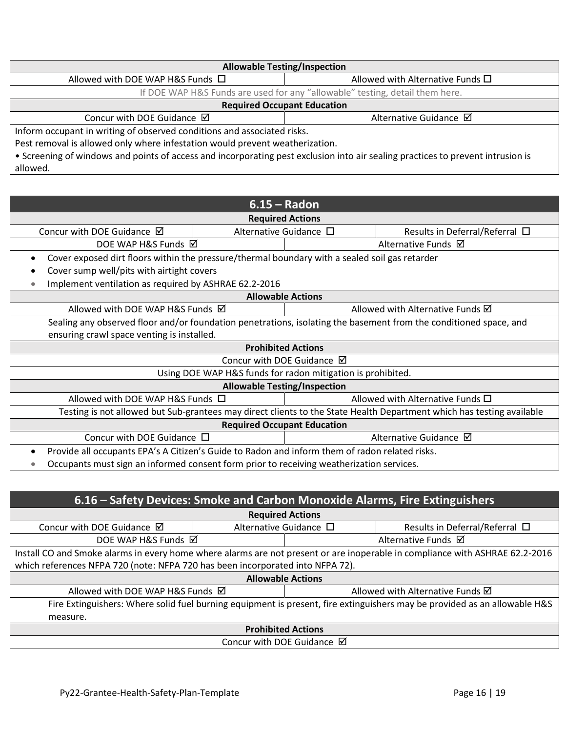| Allowable Testing/Inspection | |
|---|---|
| Allowed with DOE WAP H&S Funds ☐ | Allowed with Alternative Funds ☐ |
| If DOE WAP H&S Funds are used for any “allowable” testing, detail them here. | |
| **Required Occupant Education** | |
| Concur with DOE Guidance ☑ | Alternative Guidance ☑ |
| Inform occupant in writing of observed conditions and associated risks.<br>Pest removal is allowed only where infestation would prevent weatherization.<br>• Screening of windows and points of access and incorporating pest exclusion into air sealing practices to prevent intrusion is allowed. | |

## 6.15 – Radon

| Required Actions | | |
|---|---|---|
| Concur with DOE Guidance ☑ | Alternative Guidance ☐ | Results in Deferral/Referral ☐ |
| DOE WAP H&S Funds ☑ | Alternative Funds ☑ | |
| • Cover exposed dirt floors within the pressure/thermal boundary with a sealed soil gas retarder<br>• Cover sump well/pits with airtight covers<br>• Implement ventilation as required by ASHRAE 62.2-2016 | | |
| **Allowable Actions** | | |
| Allowed with DOE WAP H&S Funds ☑ | Allowed with Alternative Funds ☑ | |
| Sealing any observed floor and/or foundation penetrations, isolating the basement from the conditioned space, and ensuring crawl space venting is installed. | | |
| **Prohibited Actions** | | |
| Concur with DOE Guidance ☑ | | |
| Using DOE WAP H&S funds for radon mitigation is prohibited. | | |
| **Allowable Testing/Inspection** | | |
| Allowed with DOE WAP H&S Funds ☐ | Allowed with Alternative Funds ☐ | |
| Testing is not allowed but Sub-grantees may direct clients to the State Health Department which has testing available | | |
| **Required Occupant Education** | | |
| Concur with DOE Guidance ☐ | Alternative Guidance ☑ | |
| • Provide all occupants EPA’s A Citizen’s Guide to Radon and inform them of radon related risks.<br>• Occupants must sign an informed consent form prior to receiving weatherization services. | | |

## 6.16 – Safety Devices: Smoke and Carbon Monoxide Alarms, Fire Extinguishers

| Required Actions | | |
|---|---|---|
| Concur with DOE Guidance ☑ | Alternative Guidance ☐ | Results in Deferral/Referral ☐ |
| DOE WAP H&S Funds ☑ | Alternative Funds ☑ | |
| Install CO and Smoke alarms in every home where alarms are not present or are inoperable in compliance with ASHRAE 62.2-2016 which references NFPA 720 (note: NFPA 720 has been incorporated into NFPA 72). | | |
| **Allowable Actions** | | |
| Allowed with DOE WAP H&S Funds ☑ | Allowed with Alternative Funds ☑ | |
| Fire Extinguishers: Where solid fuel burning equipment is present, fire extinguishers may be provided as an allowable H&S measure. | | |
| **Prohibited Actions** | | |
| Concur with DOE Guidance ☑ | | |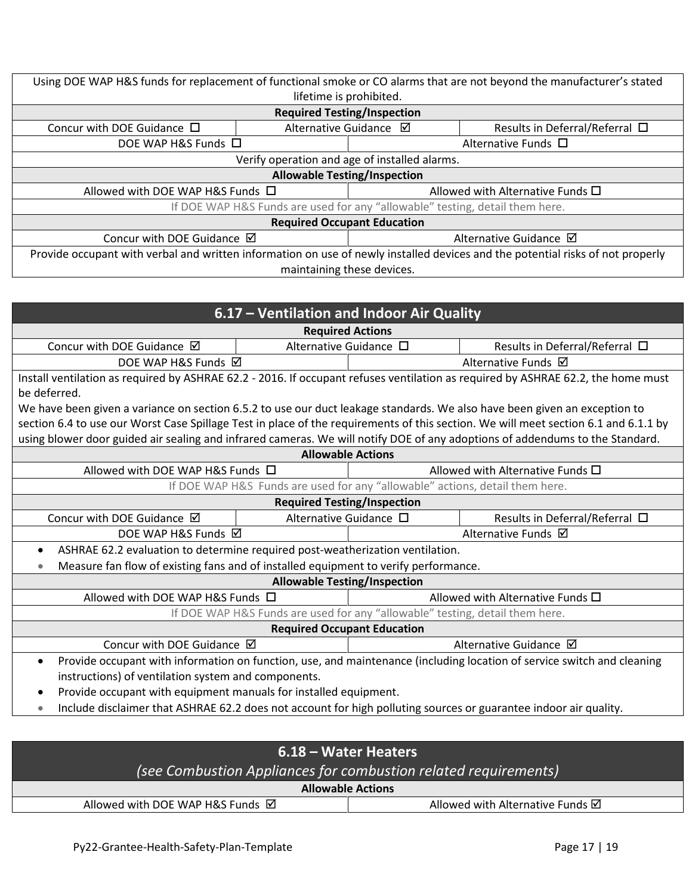| | | |
|---|---|---|
| Using DOE WAP H&S funds for replacement of functional smoke or CO alarms that are not beyond the manufacturer's stated lifetime is prohibited. | | |
| **Required Testing/Inspection** | | |
| Concur with DOE Guidance ☐ | Alternative Guidance ☑ | Results in Deferral/Referral ☐ |
| DOE WAP H&S Funds ☐ | Alternative Funds ☐ | |
| Verify operation and age of installed alarms. | | |
| **Allowable Testing/Inspection** | | |
| Allowed with DOE WAP H&S Funds ☐ | Allowed with Alternative Funds ☐ | |
| If DOE WAP H&S Funds are used for any "allowable" testing, detail them here. | | |
| **Required Occupant Education** | | |
| Concur with DOE Guidance ☑ | Alternative Guidance ☑ | |
| Provide occupant with verbal and written information on use of newly installed devices and the potential risks of not properly maintaining these devices. | | |

## 6.17 – Ventilation and Indoor Air Quality

| | | |
|---|---|---|
| **Required Actions** | | |
| Concur with DOE Guidance ☑ | Alternative Guidance ☐ | Results in Deferral/Referral ☐ |
| DOE WAP H&S Funds ☑ | Alternative Funds ☑ | |
| Install ventilation as required by ASHRAE 62.2 - 2016. If occupant refuses ventilation as required by ASHRAE 62.2, the home must be deferred.<br>We have been given a variance on section 6.5.2 to use our duct leakage standards. We also have been given an exception to section 6.4 to use our Worst Case Spillage Test in place of the requirements of this section. We will meet section 6.1 and 6.1.1 by using blower door guided air sealing and infrared cameras. We will notify DOE of any adoptions of addendums to the Standard. | | |
| **Allowable Actions** | | |
| Allowed with DOE WAP H&S Funds ☐ | Allowed with Alternative Funds ☐ | |
| If DOE WAP H&S Funds are used for any "allowable" actions, detail them here. | | |
| **Required Testing/Inspection** | | |
| Concur with DOE Guidance ☑ | Alternative Guidance ☐ | Results in Deferral/Referral ☐ |
| DOE WAP H&S Funds ☑ | Alternative Funds ☑ | |
| • ASHRAE 62.2 evaluation to determine required post-weatherization ventilation.<br>• Measure fan flow of existing fans and of installed equipment to verify performance. | | |
| **Allowable Testing/Inspection** | | |
| Allowed with DOE WAP H&S Funds ☐ | Allowed with Alternative Funds ☐ | |
| If DOE WAP H&S Funds are used for any "allowable" testing, detail them here. | | |
| **Required Occupant Education** | | |
| Concur with DOE Guidance ☑ | Alternative Guidance ☑ | |
| • Provide occupant with information on function, use, and maintenance (including location of service switch and cleaning instructions) of ventilation system and components.<br>• Provide occupant with equipment manuals for installed equipment.<br>• Include disclaimer that ASHRAE 62.2 does not account for high polluting sources or guarantee indoor air quality. | | |

## 6.18 – Water Heaters

*(see Combustion Appliances for combustion related requirements)*

| | |
|---|---|
| **Allowable Actions** | |
| Allowed with DOE WAP H&S Funds ☑ | Allowed with Alternative Funds ☑ |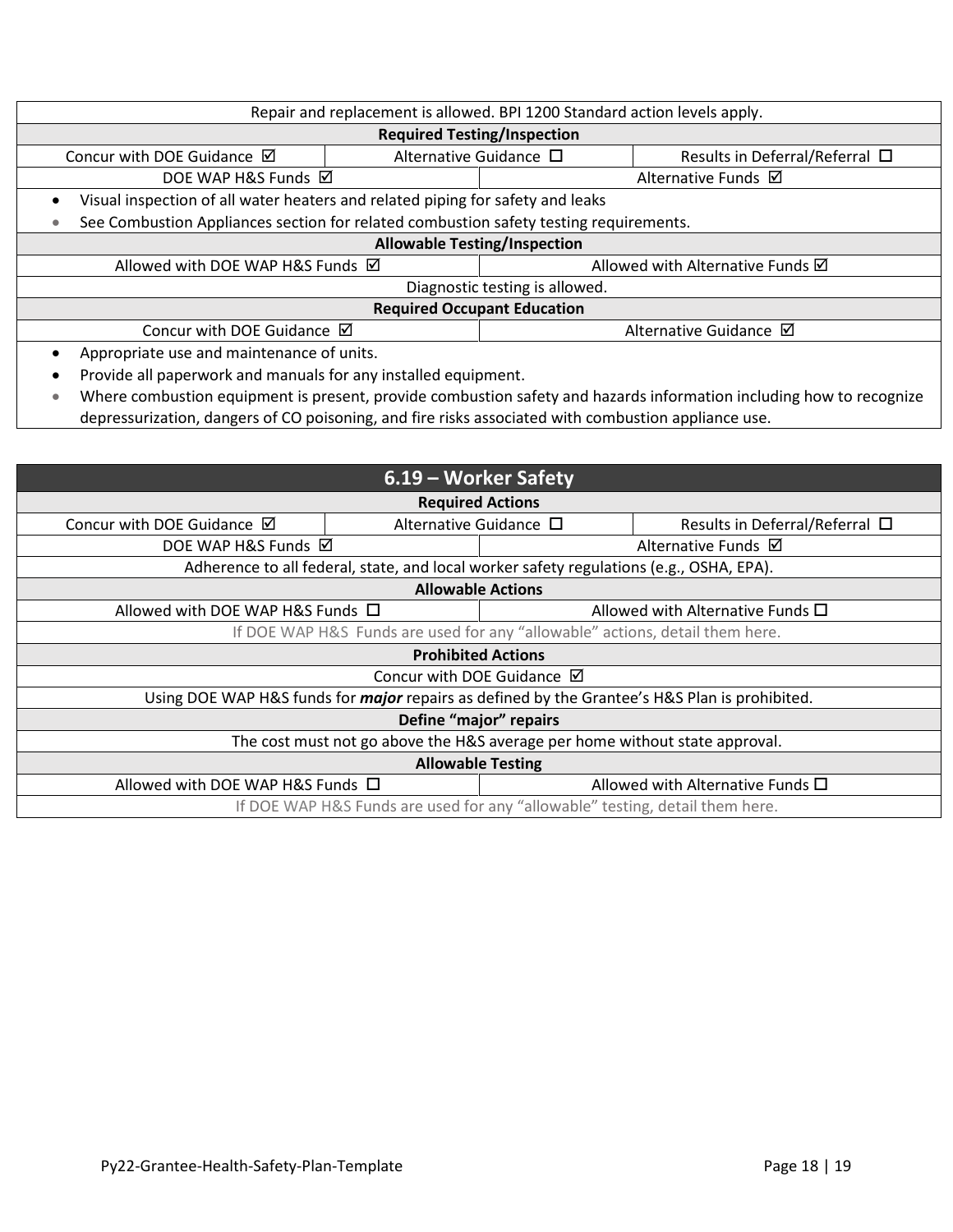Repair and replacement is allowed. BPI 1200 Standard action levels apply.

**Required Testing/Inspection**

| | | |
|---|---|---|
| Concur with DOE Guidance ☑ | Alternative Guidance ☐ | Results in Deferral/Referral ☐ |
| DOE WAP H&S Funds ☑ | Alternative Funds ☑ | |

- Visual inspection of all water heaters and related piping for safety and leaks
- See Combustion Appliances section for related combustion safety testing requirements.

**Allowable Testing/Inspection**

| | |
|---|---|
| Allowed with DOE WAP H&S Funds ☑ | Allowed with Alternative Funds ☑ |

Diagnostic testing is allowed.

**Required Occupant Education**

| | |
|---|---|
| Concur with DOE Guidance ☑ | Alternative Guidance ☑ |

- Appropriate use and maintenance of units.
- Provide all paperwork and manuals for any installed equipment.
- Where combustion equipment is present, provide combustion safety and hazards information including how to recognize depressurization, dangers of CO poisoning, and fire risks associated with combustion appliance use.

## 6.19 – Worker Safety

**Required Actions**

| | | |
|---|---|---|
| Concur with DOE Guidance ☑ | Alternative Guidance ☐ | Results in Deferral/Referral ☐ |
| DOE WAP H&S Funds ☑ | Alternative Funds ☑ | |

Adherence to all federal, state, and local worker safety regulations (e.g., OSHA, EPA).

**Allowable Actions**

| | |
|---|---|
| Allowed with DOE WAP H&S Funds ☐ | Allowed with Alternative Funds ☐ |

If DOE WAP H&S Funds are used for any "allowable" actions, detail them here.

**Prohibited Actions**

Concur with DOE Guidance ☑

Using DOE WAP H&S funds for ***major*** repairs as defined by the Grantee's H&S Plan is prohibited.

**Define "major" repairs**

The cost must not go above the H&S average per home without state approval.

**Allowable Testing**

| | |
|---|---|
| Allowed with DOE WAP H&S Funds ☐ | Allowed with Alternative Funds ☐ |

If DOE WAP H&S Funds are used for any "allowable" testing, detail them here.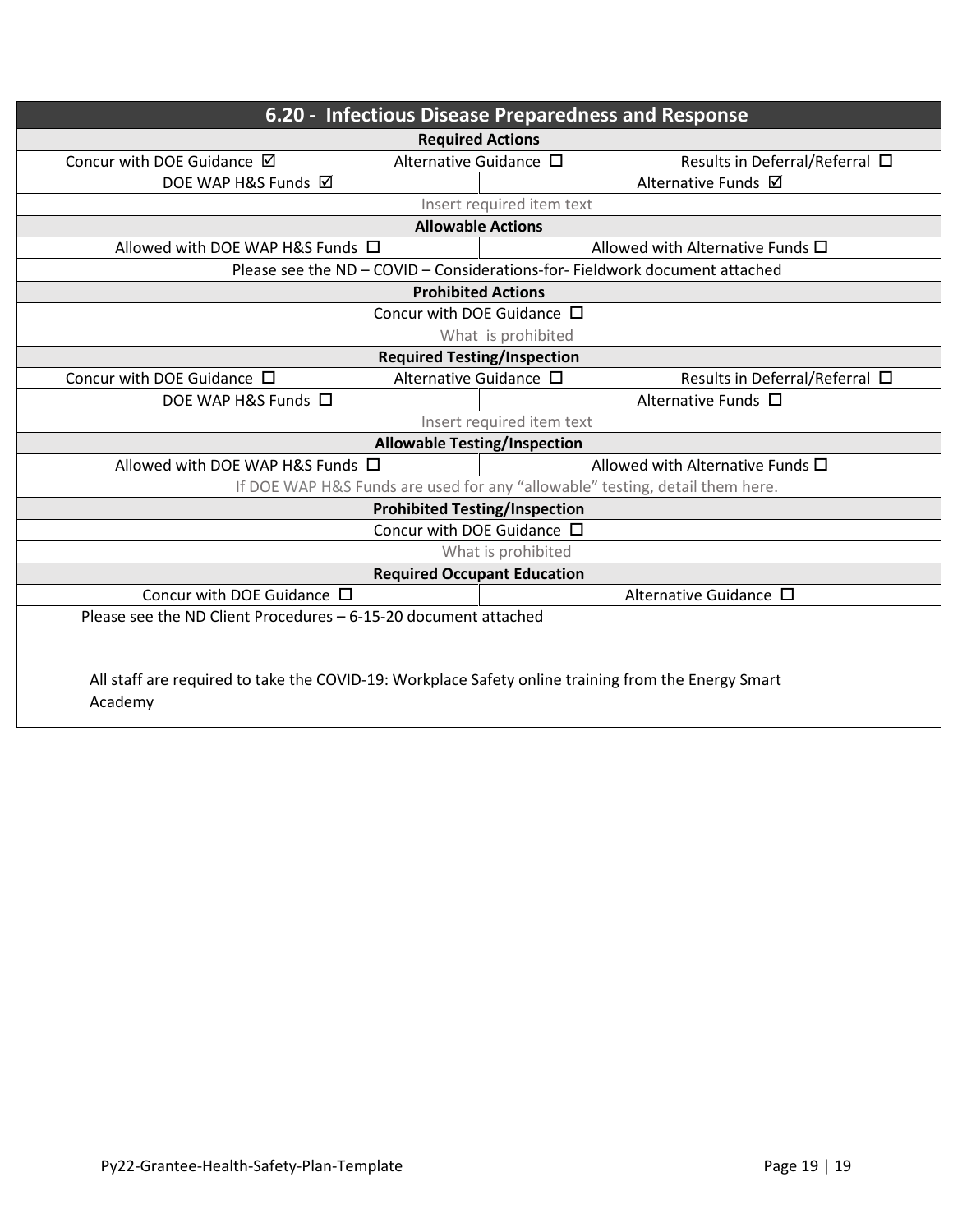## 6.20 - Infectious Disease Preparedness and Response

| | | |
|---|---|---|
| **Required Actions** | | |
| Concur with DOE Guidance ☑ | Alternative Guidance ☐ | Results in Deferral/Referral ☐ |
| DOE WAP H&S Funds ☑ | Alternative Funds ☑ | |
| Insert required item text | | |
| **Allowable Actions** | | |
| Allowed with DOE WAP H&S Funds ☐ | Allowed with Alternative Funds ☐ | |
| Please see the ND – COVID – Considerations-for- Fieldwork document attached | | |
| **Prohibited Actions** | | |
| Concur with DOE Guidance ☐ | | |
| What is prohibited | | |
| **Required Testing/Inspection** | | |
| Concur with DOE Guidance ☐ | Alternative Guidance ☐ | Results in Deferral/Referral ☐ |
| DOE WAP H&S Funds ☐ | Alternative Funds ☐ | |
| Insert required item text | | |
| **Allowable Testing/Inspection** | | |
| Allowed with DOE WAP H&S Funds ☐ | Allowed with Alternative Funds ☐ | |
| If DOE WAP H&S Funds are used for any "allowable" testing, detail them here. | | |
| **Prohibited Testing/Inspection** | | |
| Concur with DOE Guidance ☐ | | |
| What is prohibited | | |
| **Required Occupant Education** | | |
| Concur with DOE Guidance ☐ | Alternative Guidance ☐ | |
| Please see the ND Client Procedures – 6-15-20 document attached<br><br>All staff are required to take the COVID-19: Workplace Safety online training from the Energy Smart Academy | | |